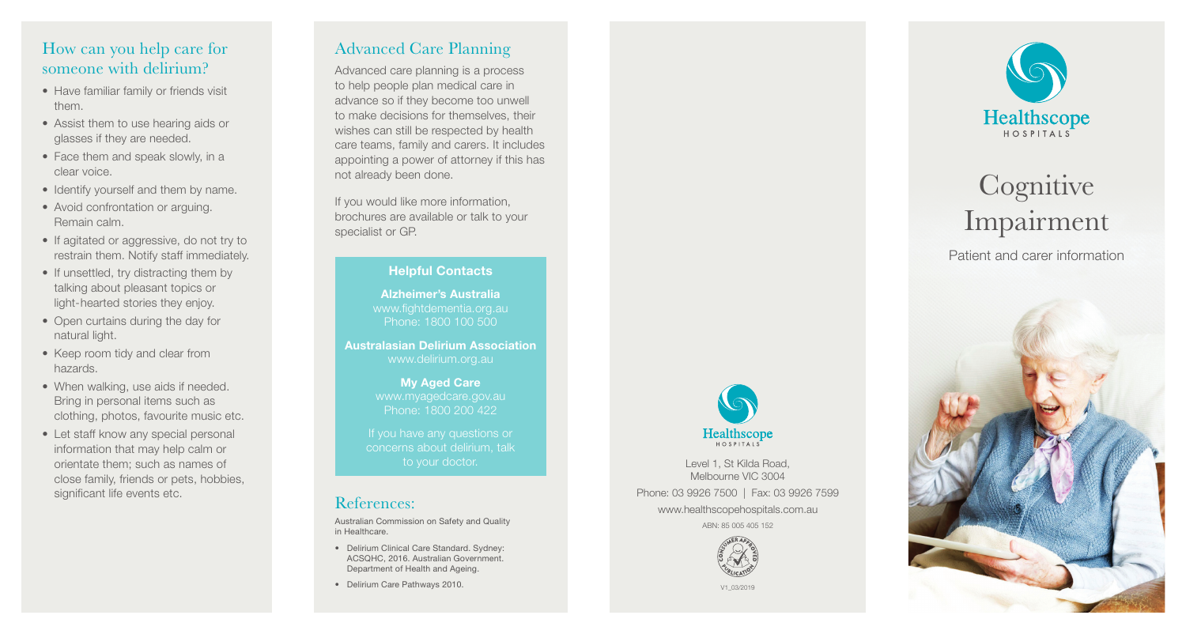## How can you help care for someone with delirium?

- Have familiar family or friends visit them.
- Assist them to use hearing aids or glasses if they are needed.
- Face them and speak slowly, in a clear voice.
- Identify yourself and them by name.
- Avoid confrontation or arguing. Remain calm.
- If agitated or aggressive, do not try to restrain them. Notify staff immediately.
- If unsettled, try distracting them by talking about pleasant topics or light-hearted stories they enjoy.
- Open curtains during the day for natural light.
- Keep room tidy and clear from hazards.
- When walking, use aids if needed. Bring in personal items such as clothing, photos, favourite music etc.
- Let staff know any special personal information that may help calm or orientate them; such as names of close family, friends or pets, hobbies, significant life events etc.

## Advanced Care Planning

Advanced care planning is a process to help people plan medical care in advance so if they become too unwell to make decisions for themselves, their wishes can still be respected by health care teams, family and carers. It includes appointing a power of attorney if this has not already been done.

If you would like more information, brochures are available or talk to your specialist or GP.

### Helpful Contacts

**Alzheimer's Australia**
www.fightdementia.org.au
Phone: 1800 100 500

**Australasian Delirium Association**
www.delirium.org.au

**My Aged Care**
www.myagedcare.gov.au
Phone: 1800 200 422

If you have any questions or concerns about delirium, talk to your doctor.

## References:

Australian Commission on Safety and Quality in Healthcare.

- Delirium Clinical Care Standard. Sydney: ACSQHC, 2016. Australian Government. Department of Health and Ageing.
- Delirium Care Pathways 2010.

Healthscope HOSPITALS

Level 1, St Kilda Road,
Melbourne VIC 3004
Phone: 03 9926 7500 | Fax: 03 9926 7599
www.healthscopehospitals.com.au
ABN: 85 005 405 152

CONSUMER APPROVED PUBLICATION

V1_03/2019

Healthscope HOSPITALS

# Cognitive Impairment

Patient and carer information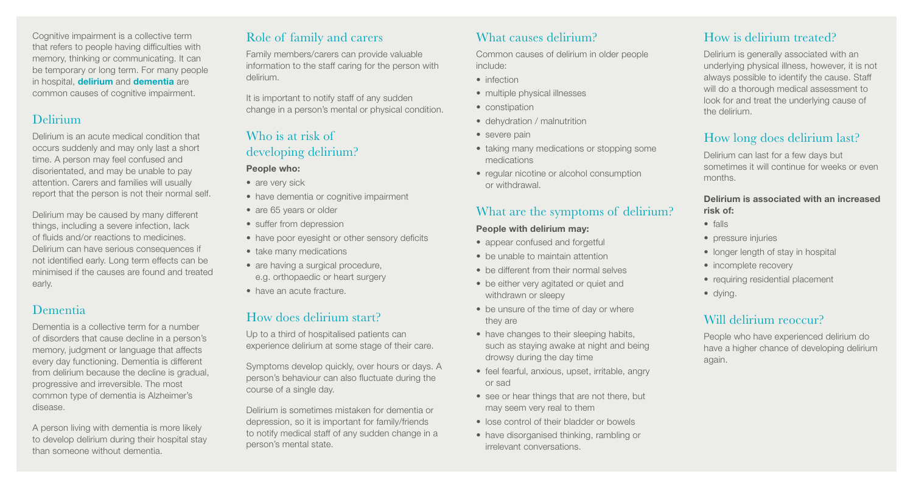Cognitive impairment is a collective term that refers to people having difficulties with memory, thinking or communicating. It can be temporary or long term. For many people in hospital, **delirium** and **dementia** are common causes of cognitive impairment.

## Delirium

Delirium is an acute medical condition that occurs suddenly and may only last a short time. A person may feel confused and disorientated, and may be unable to pay attention. Carers and families will usually report that the person is not their normal self.

Delirium may be caused by many different things, including a severe infection, lack of fluids and/or reactions to medicines. Delirium can have serious consequences if not identified early. Long term effects can be minimised if the causes are found and treated early.

## Dementia

Dementia is a collective term for a number of disorders that cause decline in a person's memory, judgment or language that affects every day functioning. Dementia is different from delirium because the decline is gradual, progressive and irreversible. The most common type of dementia is Alzheimer's disease.

A person living with dementia is more likely to develop delirium during their hospital stay than someone without dementia.

## Role of family and carers

Family members/carers can provide valuable information to the staff caring for the person with delirium.

It is important to notify staff of any sudden change in a person's mental or physical condition.

## Who is at risk of developing delirium?

**People who:**

- are very sick
- have dementia or cognitive impairment
- are 65 years or older
- suffer from depression
- have poor eyesight or other sensory deficits
- take many medications
- are having a surgical procedure, e.g. orthopaedic or heart surgery
- have an acute fracture.

## How does delirium start?

Up to a third of hospitalised patients can experience delirium at some stage of their care.

Symptoms develop quickly, over hours or days. A person's behaviour can also fluctuate during the course of a single day.

Delirium is sometimes mistaken for dementia or depression, so it is important for family/friends to notify medical staff of any sudden change in a person's mental state.

## What causes delirium?

Common causes of delirium in older people include:

- infection
- multiple physical illnesses
- constipation
- dehydration / malnutrition
- severe pain
- taking many medications or stopping some medications
- regular nicotine or alcohol consumption or withdrawal.

## What are the symptoms of delirium?

**People with delirium may:**

- appear confused and forgetful
- be unable to maintain attention
- be different from their normal selves
- be either very agitated or quiet and withdrawn or sleepy
- be unsure of the time of day or where they are
- have changes to their sleeping habits, such as staying awake at night and being drowsy during the day time
- feel fearful, anxious, upset, irritable, angry or sad
- see or hear things that are not there, but may seem very real to them
- lose control of their bladder or bowels
- have disorganised thinking, rambling or irrelevant conversations.

## How is delirium treated?

Delirium is generally associated with an underlying physical illness, however, it is not always possible to identify the cause. Staff will do a thorough medical assessment to look for and treat the underlying cause of the delirium.

## How long does delirium last?

Delirium can last for a few days but sometimes it will continue for weeks or even months.

**Delirium is associated with an increased risk of:**

- falls
- pressure injuries
- longer length of stay in hospital
- incomplete recovery
- requiring residential placement
- dying.

## Will delirium reoccur?

People who have experienced delirium do have a higher chance of developing delirium again.